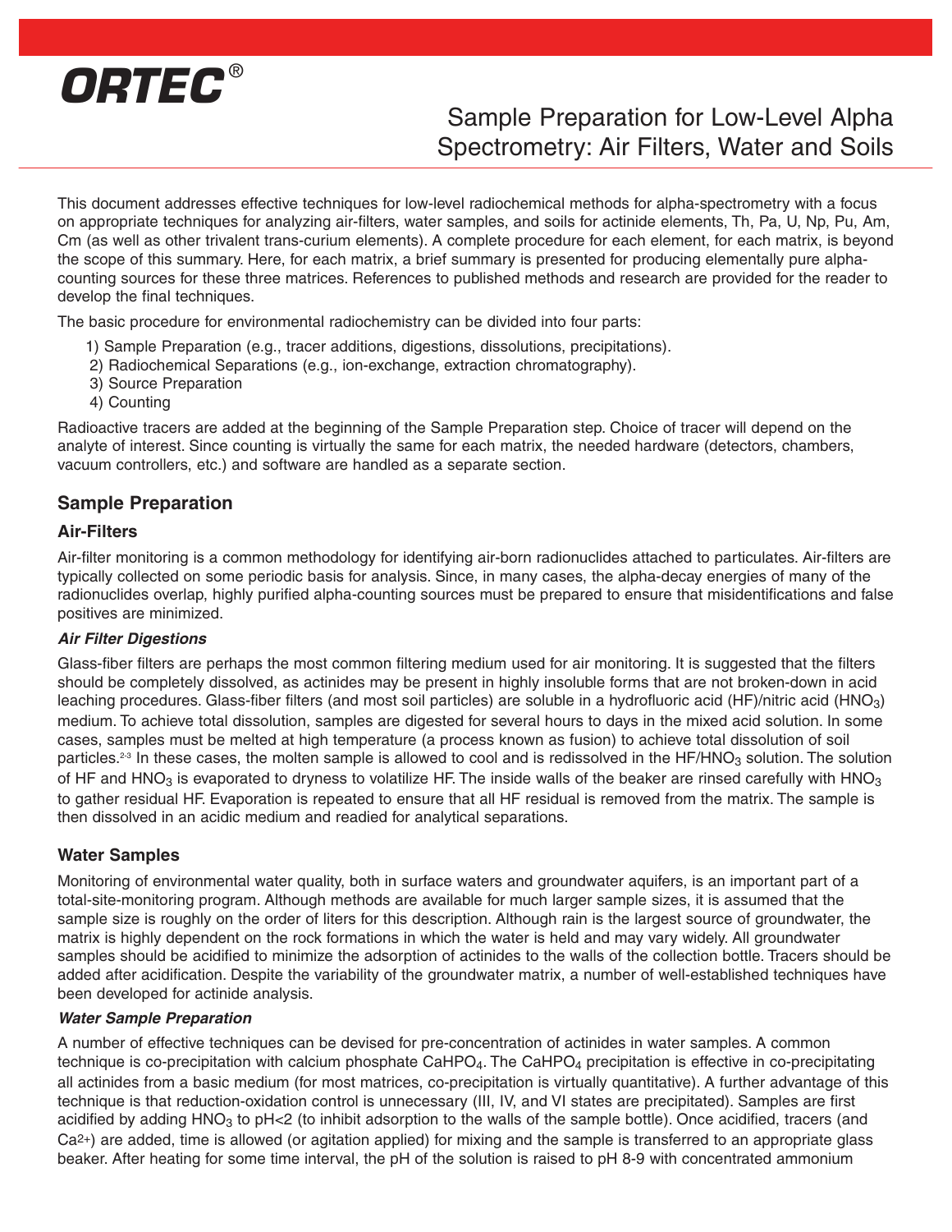ORTEC®

# Sample Preparation for Low-Level Alpha Spectrometry: Air Filters, Water and Soils

This document addresses effective techniques for low-level radiochemical methods for alpha-spectrometry with a focus on appropriate techniques for analyzing air-filters, water samples, and soils for actinide elements, Th, Pa, U, Np, Pu, Am, Cm (as well as other trivalent trans-curium elements). A complete procedure for each element, for each matrix, is beyond the scope of this summary. Here, for each matrix, a brief summary is presented for producing elementally pure alpha-counting sources for these three matrices. References to published methods and research are provided for the reader to develop the final techniques.

The basic procedure for environmental radiochemistry can be divided into four parts:

1) Sample Preparation (e.g., tracer additions, digestions, dissolutions, precipitations).
2) Radiochemical Separations (e.g., ion-exchange, extraction chromatography).
3) Source Preparation
4) Counting

Radioactive tracers are added at the beginning of the Sample Preparation step. Choice of tracer will depend on the analyte of interest. Since counting is virtually the same for each matrix, the needed hardware (detectors, chambers, vacuum controllers, etc.) and software are handled as a separate section.

## Sample Preparation

### Air-Filters

Air-filter monitoring is a common methodology for identifying air-born radionuclides attached to particulates. Air-filters are typically collected on some periodic basis for analysis. Since, in many cases, the alpha-decay energies of many of the radionuclides overlap, highly purified alpha-counting sources must be prepared to ensure that misidentifications and false positives are minimized.

#### *Air Filter Digestions*

Glass-fiber filters are perhaps the most common filtering medium used for air monitoring. It is suggested that the filters should be completely dissolved, as actinides may be present in highly insoluble forms that are not broken-down in acid leaching procedures. Glass-fiber filters (and most soil particles) are soluble in a hydrofluoric acid (HF)/nitric acid ($HNO_3$) medium. To achieve total dissolution, samples are digested for several hours to days in the mixed acid solution. In some cases, samples must be melted at high temperature (a process known as fusion) to achieve total dissolution of soil particles.[2-3] In these cases, the molten sample is allowed to cool and is redissolved in the HF/$HNO_3$ solution. The solution of HF and $HNO_3$ is evaporated to dryness to volatilize HF. The inside walls of the beaker are rinsed carefully with $HNO_3$ to gather residual HF. Evaporation is repeated to ensure that all HF residual is removed from the matrix. The sample is then dissolved in an acidic medium and readied for analytical separations.

### Water Samples

Monitoring of environmental water quality, both in surface waters and groundwater aquifers, is an important part of a total-site-monitoring program. Although methods are available for much larger sample sizes, it is assumed that the sample size is roughly on the order of liters for this description. Although rain is the largest source of groundwater, the matrix is highly dependent on the rock formations in which the water is held and may vary widely. All groundwater samples should be acidified to minimize the adsorption of actinides to the walls of the collection bottle. Tracers should be added after acidification. Despite the variability of the groundwater matrix, a number of well-established techniques have been developed for actinide analysis.

#### *Water Sample Preparation*

A number of effective techniques can be devised for pre-concentration of actinides in water samples. A common technique is co-precipitation with calcium phosphate $CaHPO_4$. The $CaHPO_4$ precipitation is effective in co-precipitating all actinides from a basic medium (for most matrices, co-precipitation is virtually quantitative). A further advantage of this technique is that reduction-oxidation control is unnecessary (III, IV, and VI states are precipitated). Samples are first acidified by adding $HNO_3$ to pH<2 (to inhibit adsorption to the walls of the sample bottle). Once acidified, tracers (and $Ca^{2+}$) are added, time is allowed (or agitation applied) for mixing and the sample is transferred to an appropriate glass beaker. After heating for some time interval, the pH of the solution is raised to pH 8-9 with concentrated ammonium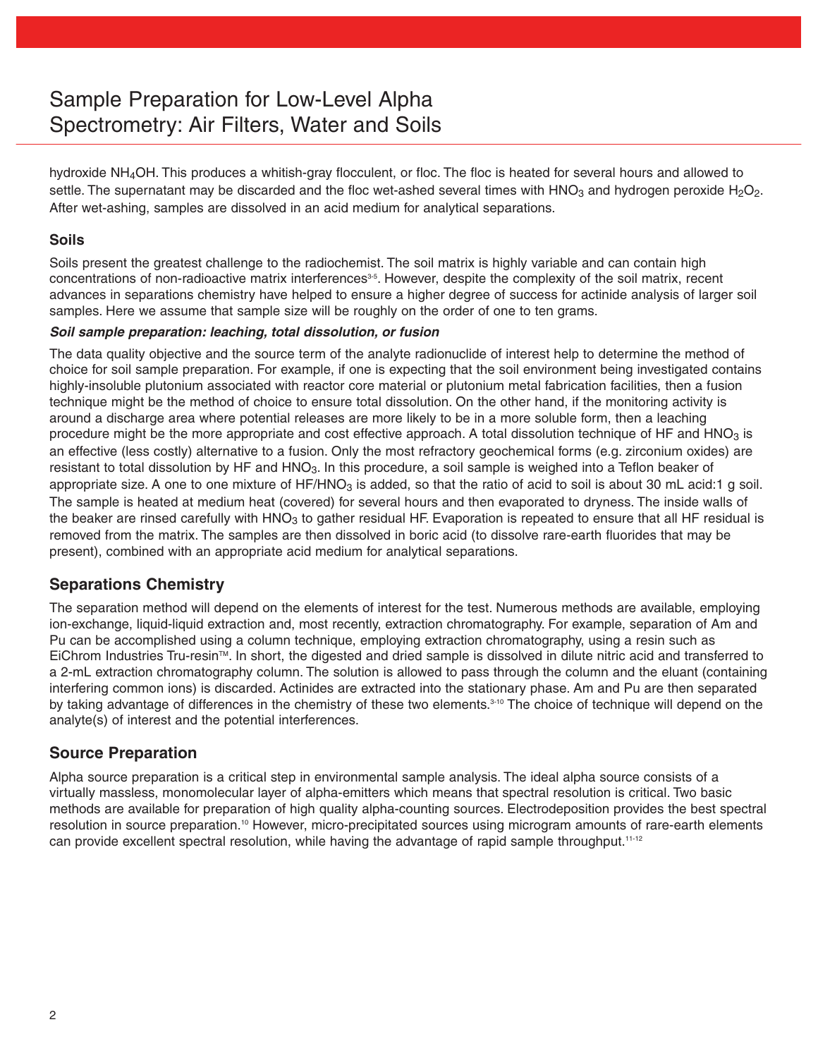hydroxide $NH_4OH$. This produces a whitish-gray flocculent, or floc. The floc is heated for several hours and allowed to settle. The supernatant may be discarded and the floc wet-ashed several times with $HNO_3$ and hydrogen peroxide $H_2O_2$. After wet-ashing, samples are dissolved in an acid medium for analytical separations.

### Soils

Soils present the greatest challenge to the radiochemist. The soil matrix is highly variable and can contain high concentrations of non-radioactive matrix interferences[3-5]. However, despite the complexity of the soil matrix, recent advances in separations chemistry have helped to ensure a higher degree of success for actinide analysis of larger soil samples. Here we assume that sample size will be roughly on the order of one to ten grams.

#### *Soil sample preparation: leaching, total dissolution, or fusion*

The data quality objective and the source term of the analyte radionuclide of interest help to determine the method of choice for soil sample preparation. For example, if one is expecting that the soil environment being investigated contains highly-insoluble plutonium associated with reactor core material or plutonium metal fabrication facilities, then a fusion technique might be the method of choice to ensure total dissolution. On the other hand, if the monitoring activity is around a discharge area where potential releases are more likely to be in a more soluble form, then a leaching procedure might be the more appropriate and cost effective approach. A total dissolution technique of HF and $HNO_3$ is an effective (less costly) alternative to a fusion. Only the most refractory geochemical forms (e.g. zirconium oxides) are resistant to total dissolution by HF and $HNO_3$. In this procedure, a soil sample is weighed into a Teflon beaker of appropriate size. A one to one mixture of $HF/HNO_3$ is added, so that the ratio of acid to soil is about 30 mL acid:1 g soil. The sample is heated at medium heat (covered) for several hours and then evaporated to dryness. The inside walls of the beaker are rinsed carefully with $HNO_3$ to gather residual HF. Evaporation is repeated to ensure that all HF residual is removed from the matrix. The samples are then dissolved in boric acid (to dissolve rare-earth fluorides that may be present), combined with an appropriate acid medium for analytical separations.

## Separations Chemistry

The separation method will depend on the elements of interest for the test. Numerous methods are available, employing ion-exchange, liquid-liquid extraction and, most recently, extraction chromatography. For example, separation of Am and Pu can be accomplished using a column technique, employing extraction chromatography, using a resin such as EiChrom Industries Tru-resin™. In short, the digested and dried sample is dissolved in dilute nitric acid and transferred to a 2-mL extraction chromatography column. The solution is allowed to pass through the column and the eluant (containing interfering common ions) is discarded. Actinides are extracted into the stationary phase. Am and Pu are then separated by taking advantage of differences in the chemistry of these two elements.[3-10] The choice of technique will depend on the analyte(s) of interest and the potential interferences.

## Source Preparation

Alpha source preparation is a critical step in environmental sample analysis. The ideal alpha source consists of a virtually massless, monomolecular layer of alpha-emitters which means that spectral resolution is critical. Two basic methods are available for preparation of high quality alpha-counting sources. Electrodeposition provides the best spectral resolution in source preparation.[10] However, micro-precipitated sources using microgram amounts of rare-earth elements can provide excellent spectral resolution, while having the advantage of rapid sample throughput.[11-12]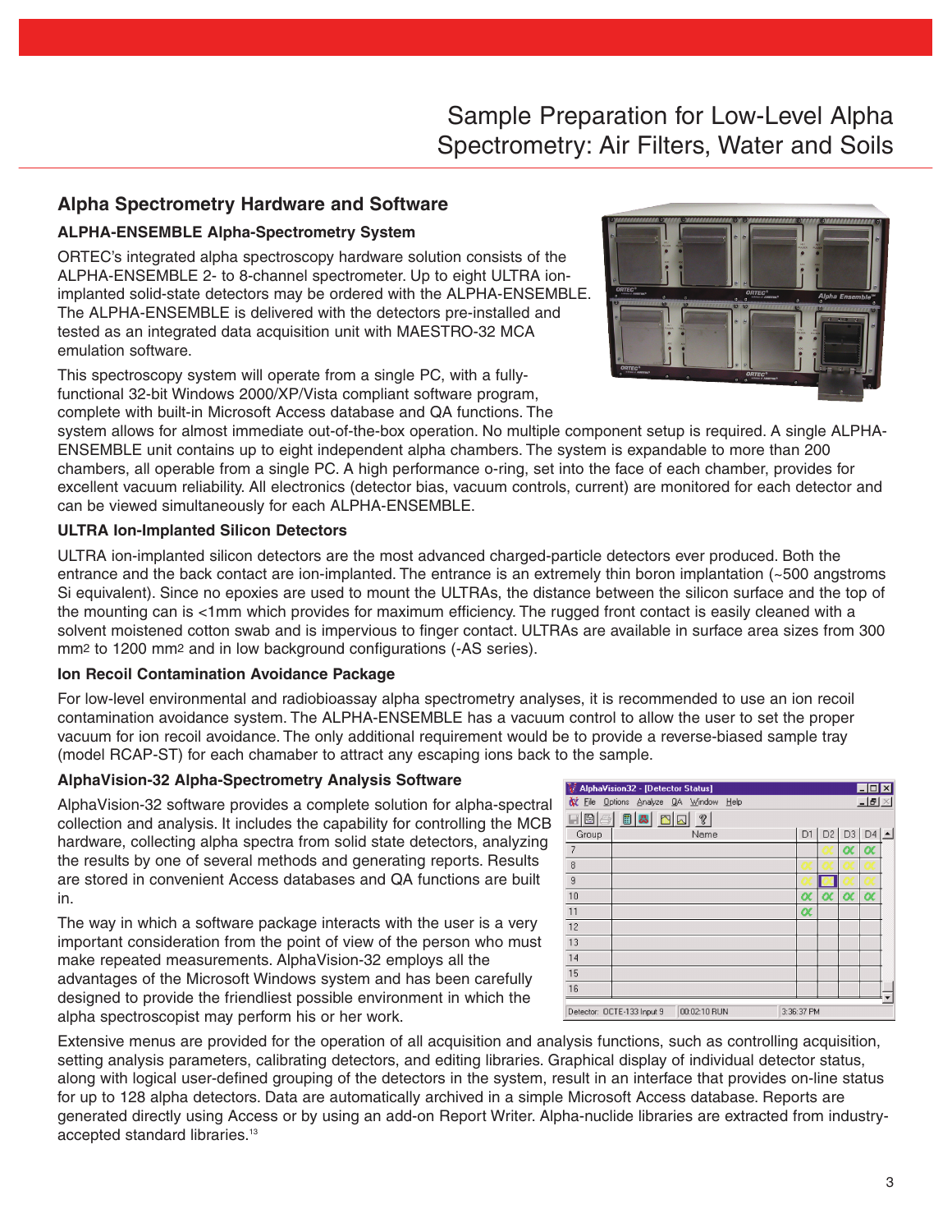## Alpha Spectrometry Hardware and Software

### ALPHA-ENSEMBLE Alpha-Spectrometry System

ORTEC's integrated alpha spectroscopy hardware solution consists of the ALPHA-ENSEMBLE 2- to 8-channel spectrometer. Up to eight ULTRA ion-implanted solid-state detectors may be ordered with the ALPHA-ENSEMBLE. The ALPHA-ENSEMBLE is delivered with the detectors pre-installed and tested as an integrated data acquisition unit with MAESTRO-32 MCA emulation software.

This spectroscopy system will operate from a single PC, with a fully-functional 32-bit Windows 2000/XP/Vista compliant software program, complete with built-in Microsoft Access database and QA functions. The system allows for almost immediate out-of-the-box operation. No multiple component setup is required. A single ALPHA-ENSEMBLE unit contains up to eight independent alpha chambers. The system is expandable to more than 200 chambers, all operable from a single PC. A high performance o-ring, set into the face of each chamber, provides for excellent vacuum reliability. All electronics (detector bias, vacuum controls, current) are monitored for each detector and can be viewed simultaneously for each ALPHA-ENSEMBLE.

### ULTRA Ion-Implanted Silicon Detectors

ULTRA ion-implanted silicon detectors are the most advanced charged-particle detectors ever produced. Both the entrance and the back contact are ion-implanted. The entrance is an extremely thin boron implantation (~500 angstroms Si equivalent). Since no epoxies are used to mount the ULTRAs, the distance between the silicon surface and the top of the mounting can is <1mm which provides for maximum efficiency. The rugged front contact is easily cleaned with a solvent moistened cotton swab and is impervious to finger contact. ULTRAs are available in surface area sizes from 300 $mm^2$ to 1200 $mm^2$ and in low background configurations (-AS series).

### Ion Recoil Contamination Avoidance Package

For low-level environmental and radiobioassay alpha spectrometry analyses, it is recommended to use an ion recoil contamination avoidance system. The ALPHA-ENSEMBLE has a vacuum control to allow the user to set the proper vacuum for ion recoil avoidance. The only additional requirement would be to provide a reverse-biased sample tray (model RCAP-ST) for each chamaber to attract any escaping ions back to the sample.

### AlphaVision-32 Alpha-Spectrometry Analysis Software

AlphaVision-32 software provides a complete solution for alpha-spectral collection and analysis. It includes the capability for controlling the MCB hardware, collecting alpha spectra from solid state detectors, analyzing the results by one of several methods and generating reports. Results are stored in convenient Access databases and QA functions are built in.

The way in which a software package interacts with the user is a very important consideration from the point of view of the person who must make repeated measurements. AlphaVision-32 employs all the advantages of the Microsoft Windows system and has been carefully designed to provide the friendliest possible environment in which the alpha spectroscopist may perform his or her work.

Extensive menus are provided for the operation of all acquisition and analysis functions, such as controlling acquisition, setting analysis parameters, calibrating detectors, and editing libraries. Graphical display of individual detector status, along with logical user-defined grouping of the detectors in the system, result in an interface that provides on-line status for up to 128 alpha detectors. Data are automatically archived in a simple Microsoft Access database. Reports are generated directly using Access or by using an add-on Report Writer. Alpha-nuclide libraries are extracted from industry-accepted standard libraries.[13]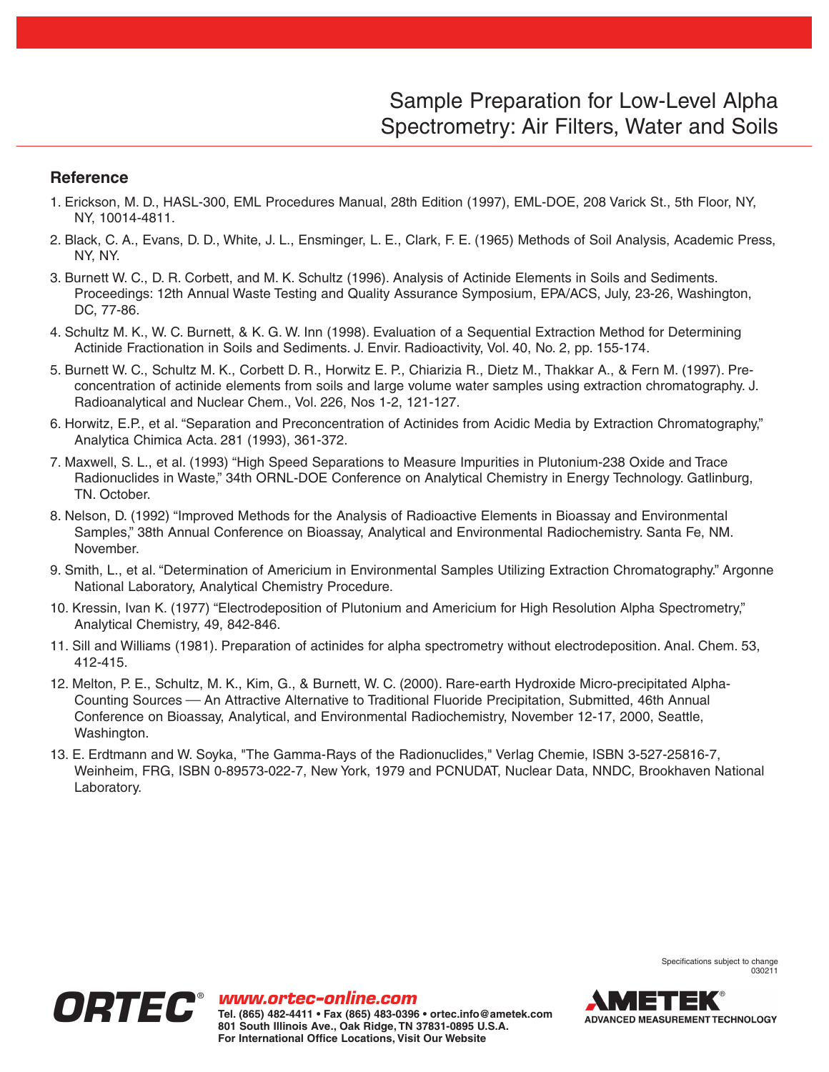## Reference

1. Erickson, M. D., HASL-300, EML Procedures Manual, 28th Edition (1997), EML-DOE, 208 Varick St., 5th Floor, NY, NY, 10014-4811.
2. Black, C. A., Evans, D. D., White, J. L., Ensminger, L. E., Clark, F. E. (1965) Methods of Soil Analysis, Academic Press, NY, NY.
3. Burnett W. C., D. R. Corbett, and M. K. Schultz (1996). Analysis of Actinide Elements in Soils and Sediments. Proceedings: 12th Annual Waste Testing and Quality Assurance Symposium, EPA/ACS, July, 23-26, Washington, DC, 77-86.
4. Schultz M. K., W. C. Burnett, & K. G. W. Inn (1998). Evaluation of a Sequential Extraction Method for Determining Actinide Fractionation in Soils and Sediments. J. Envir. Radioactivity, Vol. 40, No. 2, pp. 155-174.
5. Burnett W. C., Schultz M. K., Corbett D. R., Horwitz E. P., Chiarizia R., Dietz M., Thakkar A., & Fern M. (1997). Pre-concentration of actinide elements from soils and large volume water samples using extraction chromatography. J. Radioanalytical and Nuclear Chem., Vol. 226, Nos 1-2, 121-127.
6. Horwitz, E.P., et al. "Separation and Preconcentration of Actinides from Acidic Media by Extraction Chromatography," Analytica Chimica Acta. 281 (1993), 361-372.
7. Maxwell, S. L., et al. (1993) "High Speed Separations to Measure Impurities in Plutonium-238 Oxide and Trace Radionuclides in Waste," 34th ORNL-DOE Conference on Analytical Chemistry in Energy Technology. Gatlinburg, TN. October.
8. Nelson, D. (1992) "Improved Methods for the Analysis of Radioactive Elements in Bioassay and Environmental Samples," 38th Annual Conference on Bioassay, Analytical and Environmental Radiochemistry. Santa Fe, NM. November.
9. Smith, L., et al. "Determination of Americium in Environmental Samples Utilizing Extraction Chromatography." Argonne National Laboratory, Analytical Chemistry Procedure.
10. Kressin, Ivan K. (1977) "Electrodeposition of Plutonium and Americium for High Resolution Alpha Spectrometry," Analytical Chemistry, 49, 842-846.
11. Sill and Williams (1981). Preparation of actinides for alpha spectrometry without electrodeposition. Anal. Chem. 53, 412-415.
12. Melton, P. E., Schultz, M. K., Kim, G., & Burnett, W. C. (2000). Rare-earth Hydroxide Micro-precipitated Alpha-Counting Sources — An Attractive Alternative to Traditional Fluoride Precipitation, Submitted, 46th Annual Conference on Bioassay, Analytical, and Environmental Radiochemistry, November 12-17, 2000, Seattle, Washington.
13. E. Erdtmann and W. Soyka, "The Gamma-Rays of the Radionuclides," Verlag Chemie, ISBN 3-527-25816-7, Weinheim, FRG, ISBN 0-89573-022-7, New York, 1979 and PCNUDAT, Nuclear Data, NNDC, Brookhaven National Laboratory.

Specifications subject to change
030211

ORTEC®

www.ortec-online.com

Tel. (865) 482-4411 • Fax (865) 483-0396 • ortec.info@ametek.com
801 South Illinois Ave., Oak Ridge, TN 37831-0895 U.S.A.
For International Office Locations, Visit Our Website

AMETEK®
ADVANCED MEASUREMENT TECHNOLOGY